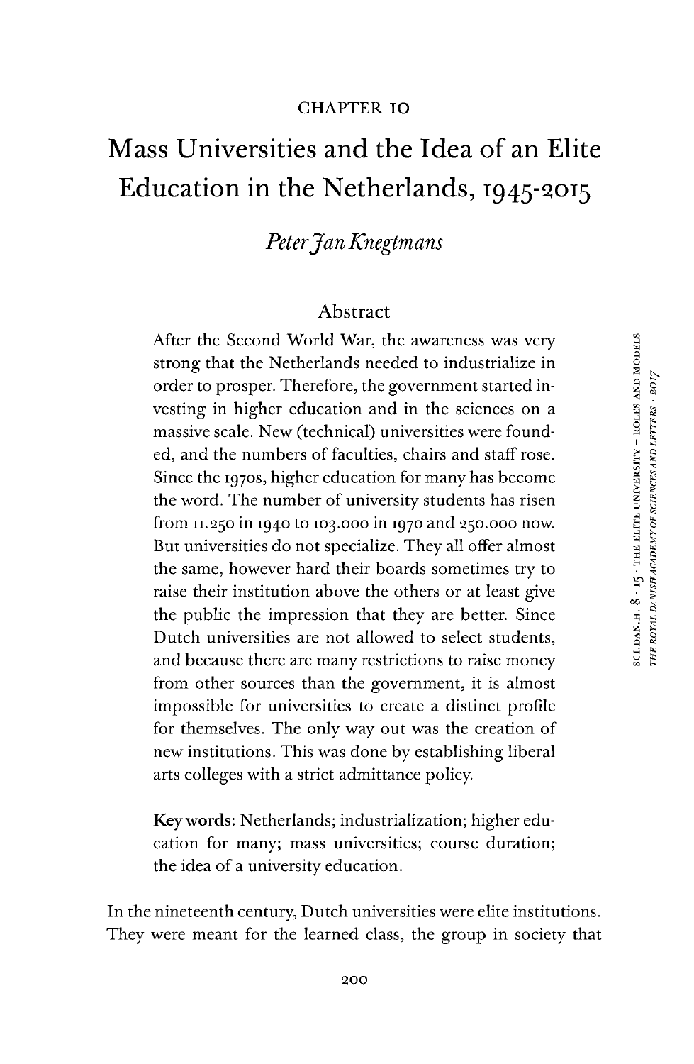CHAPTER 10

# Mass Universities and the Idea of an Elite Education in the Netherlands, 1945-2015

*Peter Jan Knegtmans*

## Abstract

After the Second World War, the awareness was very strong that the Netherlands needed to industrialize in order to prosper. Therefore, the government started investing in higher education and in the sciences on a massive scale. New (technical) universities were founded, and the numbers of faculties, chairs and staff rose. Since the 1970s, higher education for many has become the word. The number of university students has risen from 11.250 in 1940 to 103.000 in 1970 and 250.000 now. But universities do not specialize. They all offer almost the same, however hard their boards sometimes try to raise their institution above the others or at least give the public the impression that they are better. Since Dutch universities are not allowed to select students, and because there are many restrictions to raise money from other sources than the government, it is almost impossible for universities to create a distinct profile for themselves. The only way out was the creation of new institutions. This was done by establishing liberal arts colleges with a strict admittance policy.

**Key words:** Netherlands; industrialization; higher education for many; mass universities; course duration; the idea of a university education.

In the nineteenth century, Dutch universities were elite institutions. They were meant for the learned class, the group in society that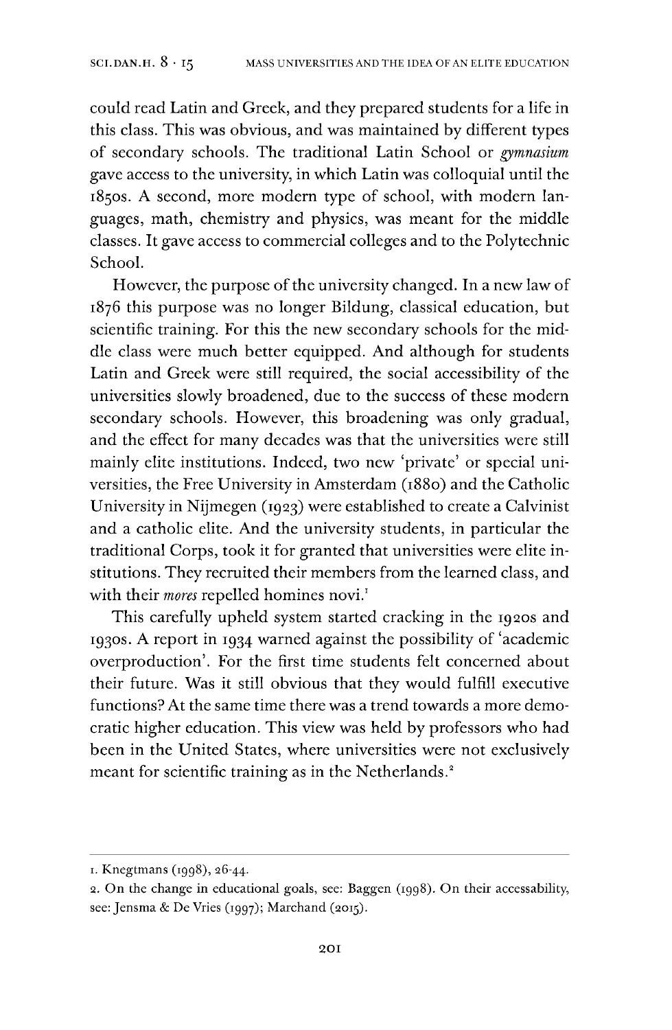could read Latin and Greek, and they prepared students for a life in this class. This was obvious, and was maintained by different types of secondary schools. The traditional Latin School or *gymnasium* gave access to the university, in which Latin was colloquial until the 1850s. A second, more modern type of school, with modern languages, math, chemistry and physics, was meant for the middle classes. It gave access to commercial colleges and to the Polytechnic School.

However, the purpose of the university changed. In a new law of 1876 this purpose was no longer Bildung, classical education, but scientific training. For this the new secondary schools for the middle class were much better equipped. And although for students Latin and Greek were still required, the social accessibility of the universities slowly broadened, due to the success of these modern secondary schools. However, this broadening was only gradual, and the effect for many decades was that the universities were still mainly elite institutions. Indeed, two new 'private' or special universities, the Free University in Amsterdam (1880) and the Catholic University in Nijmegen (1923) were established to create a Calvinist and a catholic elite. And the university students, in particular the traditional Corps, took it for granted that universities were elite institutions. They recruited their members from the learned class, and with their *mores* repelled homines novi.[1]

This carefully upheld system started cracking in the 1920s and 1930s. A report in 1934 warned against the possibility of 'academic overproduction'. For the first time students felt concerned about their future. Was it still obvious that they would fulfill executive functions? At the same time there was a trend towards a more democratic higher education. This view was held by professors who had been in the United States, where universities were not exclusively meant for scientific training as in the Netherlands.[2]

---

1. Knegtmans (1998), 26-44.
2. On the change in educational goals, see: Baggen (1998). On their accessability, see: Jensma & De Vries (1997); Marchand (2015).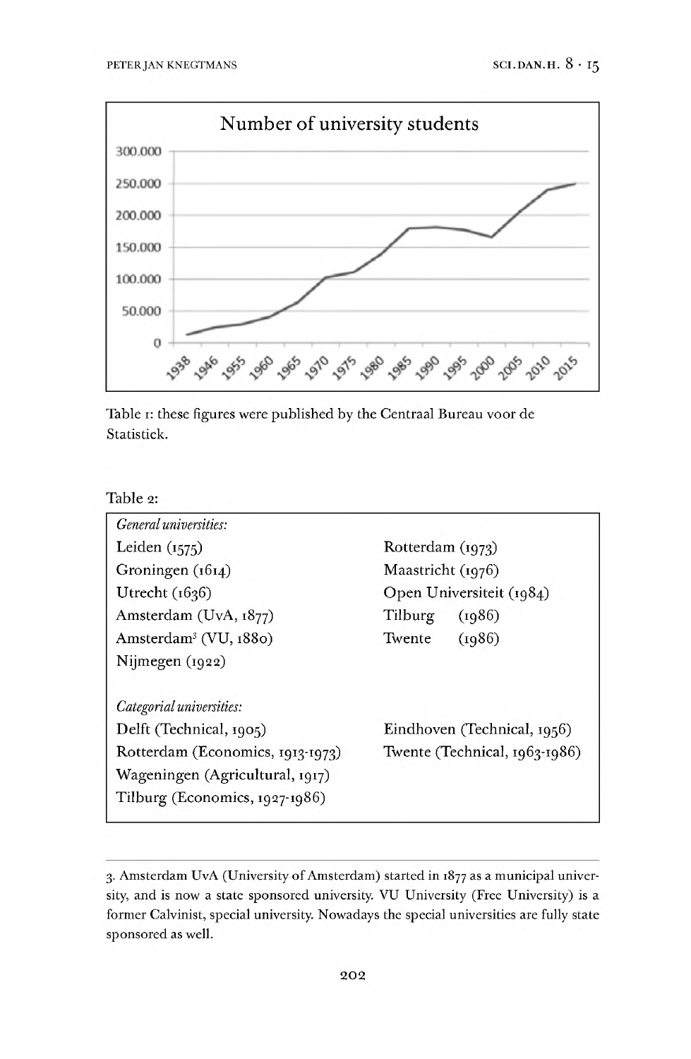Table 1: these figures were published by the Centraal Bureau voor de Statistiek.

Table 2:

| | |
|---|---|
| *General universities:* | |
| Leiden (1575) | Rotterdam (1973) |
| Groningen (1614) | Maastricht (1976) |
| Utrecht (1636) | Open Universiteit (1984) |
| Amsterdam (UvA, 1877) | Tilburg (1986) |
| Amsterdam[3] (VU, 1880) | Twente (1986) |
| Nijmegen (1922) | |
| *Categorial universities:* | |
| Delft (Technical, 1905) | Eindhoven (Technical, 1956) |
| Rotterdam (Economics, 1913-1973) | Twente (Technical, 1963-1986) |
| Wageningen (Agricultural, 1917) | |
| Tilburg (Economics, 1927-1986) | |

3. Amsterdam UvA (University of Amsterdam) started in 1877 as a municipal university, and is now a state sponsored university. VU University (Free University) is a former Calvinist, special university. Nowadays the special universities are fully state sponsored as well.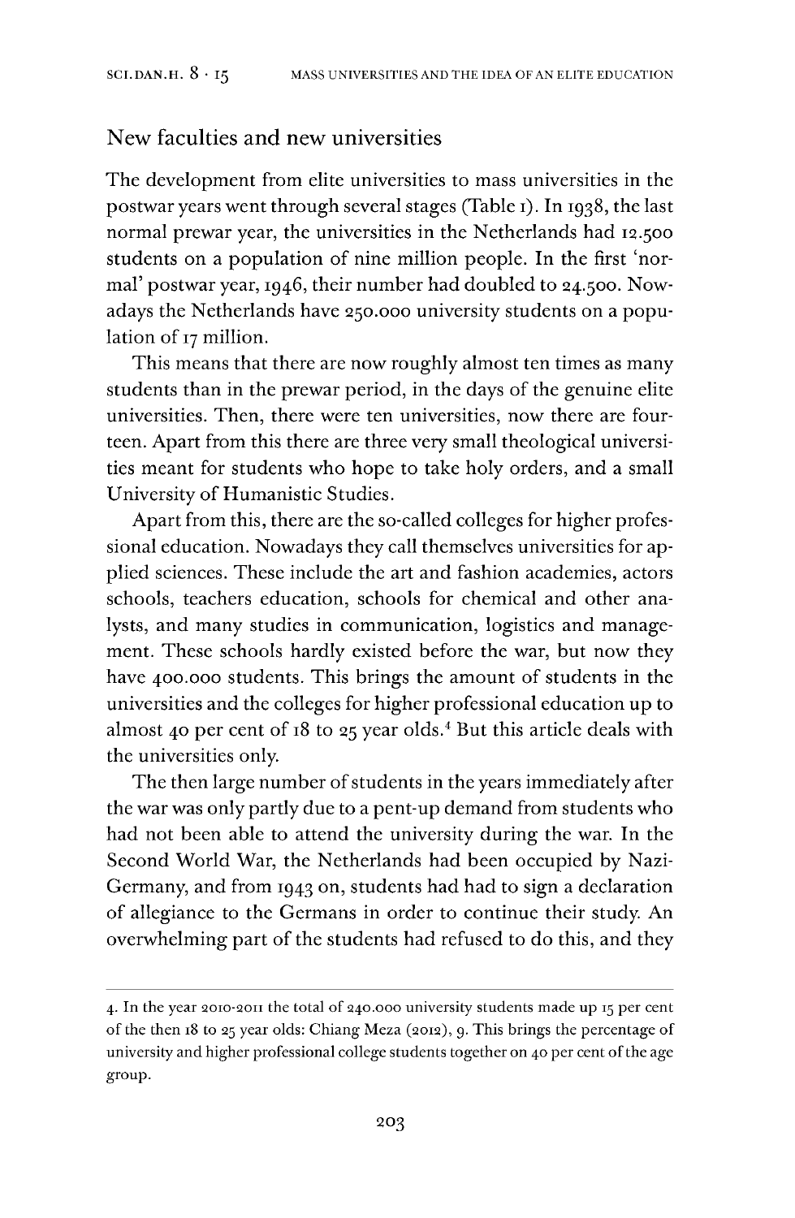## New faculties and new universities

The development from elite universities to mass universities in the postwar years went through several stages (Table 1). In 1938, the last normal prewar year, the universities in the Netherlands had 12.500 students on a population of nine million people. In the first 'normal' postwar year, 1946, their number had doubled to 24.500. Nowadays the Netherlands have 250.000 university students on a population of 17 million.

This means that there are now roughly almost ten times as many students than in the prewar period, in the days of the genuine elite universities. Then, there were ten universities, now there are fourteen. Apart from this there are three very small theological universities meant for students who hope to take holy orders, and a small University of Humanistic Studies.

Apart from this, there are the so-called colleges for higher professional education. Nowadays they call themselves universities for applied sciences. These include the art and fashion academies, actors schools, teachers education, schools for chemical and other analysts, and many studies in communication, logistics and management. These schools hardly existed before the war, but now they have 400.000 students. This brings the amount of students in the universities and the colleges for higher professional education up to almost 40 per cent of 18 to 25 year olds.[4] But this article deals with the universities only.

The then large number of students in the years immediately after the war was only partly due to a pent-up demand from students who had not been able to attend the university during the war. In the Second World War, the Netherlands had been occupied by Nazi-Germany, and from 1943 on, students had had to sign a declaration of allegiance to the Germans in order to continue their study. An overwhelming part of the students had refused to do this, and they

---

4. In the year 2010-2011 the total of 240.000 university students made up 15 per cent of the then 18 to 25 year olds: Chiang Meza (2012), 9. This brings the percentage of university and higher professional college students together on 40 per cent of the age group.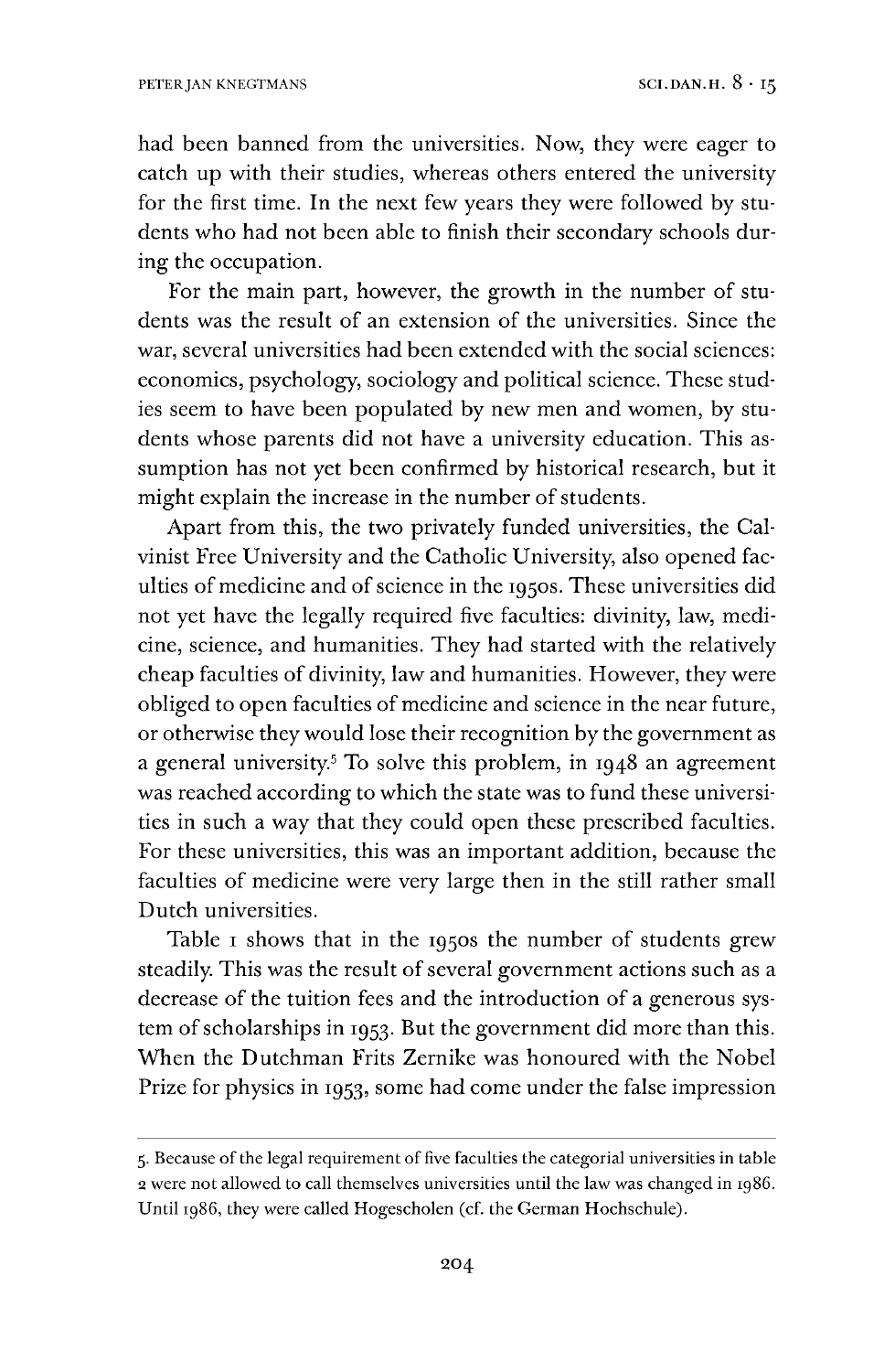had been banned from the universities. Now, they were eager to catch up with their studies, whereas others entered the university for the first time. In the next few years they were followed by students who had not been able to finish their secondary schools during the occupation.

For the main part, however, the growth in the number of students was the result of an extension of the universities. Since the war, several universities had been extended with the social sciences: economics, psychology, sociology and political science. These studies seem to have been populated by new men and women, by students whose parents did not have a university education. This assumption has not yet been confirmed by historical research, but it might explain the increase in the number of students.

Apart from this, the two privately funded universities, the Calvinist Free University and the Catholic University, also opened faculties of medicine and of science in the 1950s. These universities did not yet have the legally required five faculties: divinity, law, medicine, science, and humanities. They had started with the relatively cheap faculties of divinity, law and humanities. However, they were obliged to open faculties of medicine and science in the near future, or otherwise they would lose their recognition by the government as a general university.[5] To solve this problem, in 1948 an agreement was reached according to which the state was to fund these universities in such a way that they could open these prescribed faculties. For these universities, this was an important addition, because the faculties of medicine were very large then in the still rather small Dutch universities.

Table 1 shows that in the 1950s the number of students grew steadily. This was the result of several government actions such as a decrease of the tuition fees and the introduction of a generous system of scholarships in 1953. But the government did more than this. When the Dutchman Frits Zernike was honoured with the Nobel Prize for physics in 1953, some had come under the false impression

5. Because of the legal requirement of five faculties the categorial universities in table 2 were not allowed to call themselves universities until the law was changed in 1986. Until 1986, they were called Hogescholen (cf. the German Hochschule).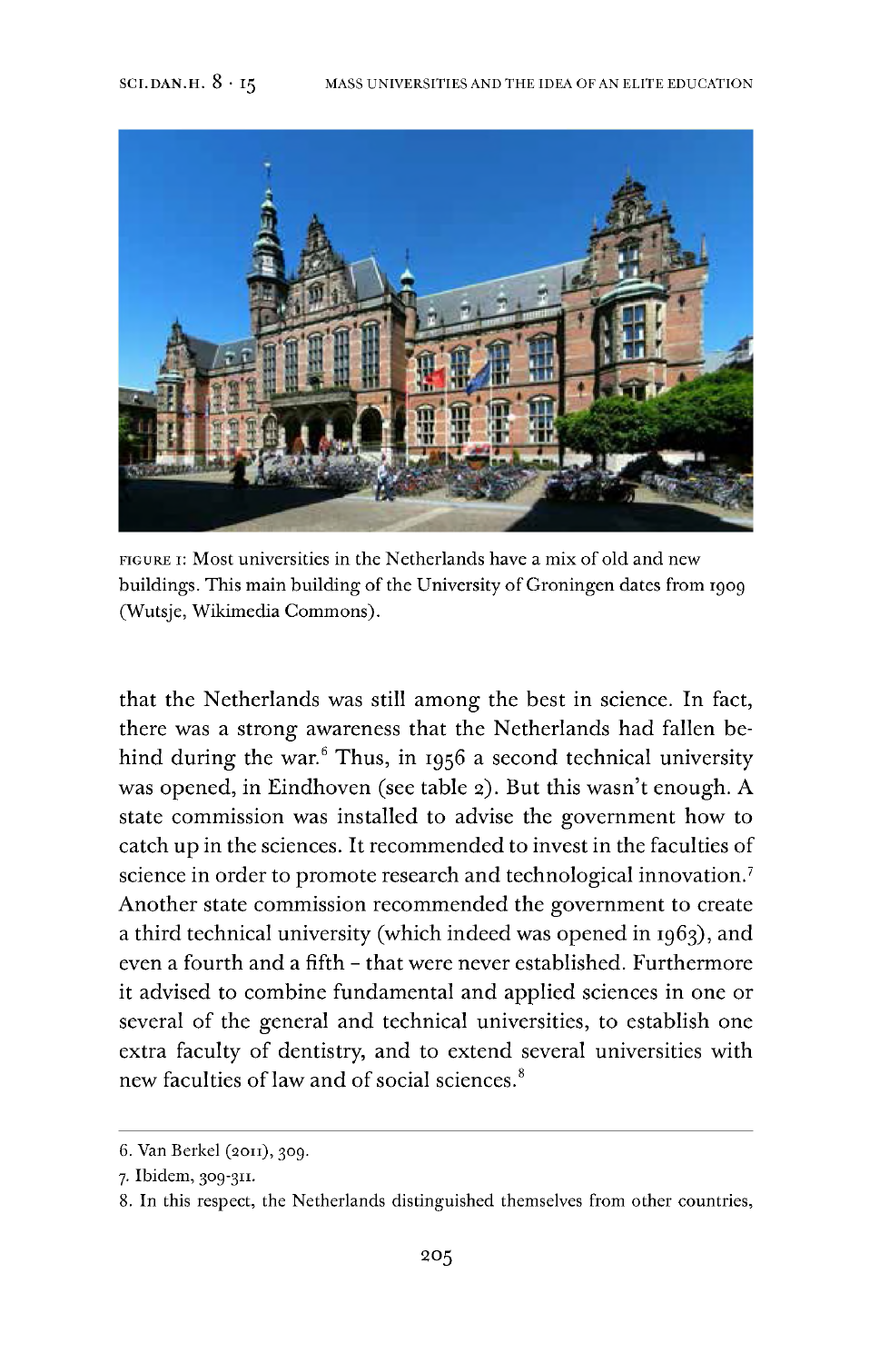FIGURE 1: Most universities in the Netherlands have a mix of old and new buildings. This main building of the University of Groningen dates from 1909 (Wutsje, Wikimedia Commons).

that the Netherlands was still among the best in science. In fact, there was a strong awareness that the Netherlands had fallen behind during the war.[6] Thus, in 1956 a second technical university was opened, in Eindhoven (see table 2). But this wasn't enough. A state commission was installed to advise the government how to catch up in the sciences. It recommended to invest in the faculties of science in order to promote research and technological innovation.[7] Another state commission recommended the government to create a third technical university (which indeed was opened in 1963), and even a fourth and a fifth – that were never established. Furthermore it advised to combine fundamental and applied sciences in one or several of the general and technical universities, to establish one extra faculty of dentistry, and to extend several universities with new faculties of law and of social sciences.[8]

---

6. Van Berkel (2011), 309.

7. Ibidem, 309-311.

8. In this respect, the Netherlands distinguished themselves from other countries,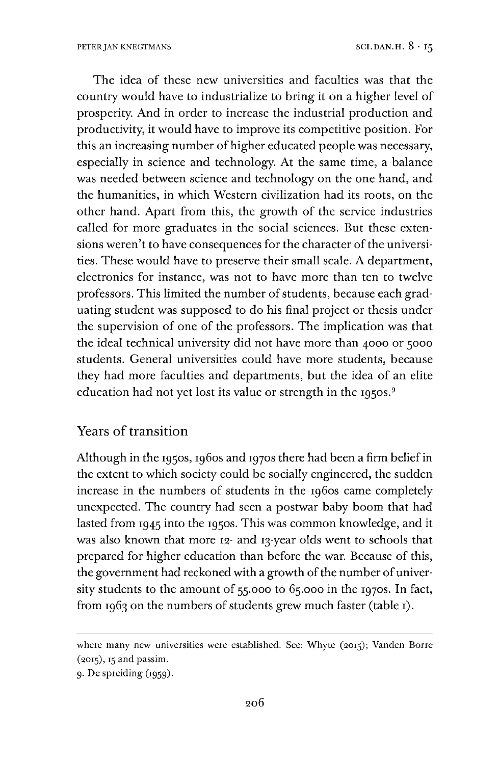The idea of these new universities and faculties was that the country would have to industrialize to bring it on a higher level of prosperity. And in order to increase the industrial production and productivity, it would have to improve its competitive position. For this an increasing number of higher educated people was necessary, especially in science and technology. At the same time, a balance was needed between science and technology on the one hand, and the humanities, in which Western civilization had its roots, on the other hand. Apart from this, the growth of the service industries called for more graduates in the social sciences. But these extensions weren't to have consequences for the character of the universities. These would have to preserve their small scale. A department, electronics for instance, was not to have more than ten to twelve professors. This limited the number of students, because each graduating student was supposed to do his final project or thesis under the supervision of one of the professors. The implication was that the ideal technical university did not have more than 4000 or 5000 students. General universities could have more students, because they had more faculties and departments, but the idea of an elite education had not yet lost its value or strength in the 1950s.[9]

## Years of transition

Although in the 1950s, 1960s and 1970s there had been a firm belief in the extent to which society could be socially engineered, the sudden increase in the numbers of students in the 1960s came completely unexpected. The country had seen a postwar baby boom that had lasted from 1945 into the 1950s. This was common knowledge, and it was also known that more 12- and 13-year olds went to schools that prepared for higher education than before the war. Because of this, the government had reckoned with a growth of the number of university students to the amount of 55.000 to 65.000 in the 1970s. In fact, from 1963 on the numbers of students grew much faster (table 1).

---

where many new universities were established. See: Whyte (2015); Vanden Borre (2015), 15 and passim.

9. De spreiding (1959).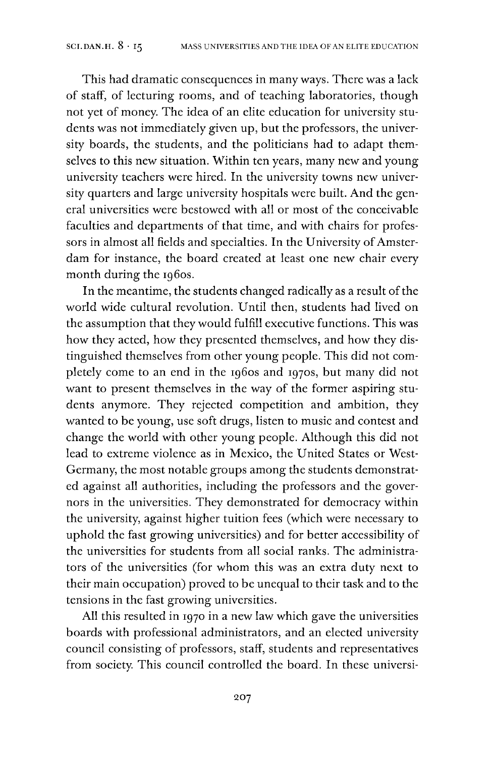This had dramatic consequences in many ways. There was a lack of staff, of lecturing rooms, and of teaching laboratories, though not yet of money. The idea of an elite education for university students was not immediately given up, but the professors, the university boards, the students, and the politicians had to adapt themselves to this new situation. Within ten years, many new and young university teachers were hired. In the university towns new university quarters and large university hospitals were built. And the general universities were bestowed with all or most of the conceivable faculties and departments of that time, and with chairs for professors in almost all fields and specialties. In the University of Amsterdam for instance, the board created at least one new chair every month during the 1960s.

In the meantime, the students changed radically as a result of the world wide cultural revolution. Until then, students had lived on the assumption that they would fulfill executive functions. This was how they acted, how they presented themselves, and how they distinguished themselves from other young people. This did not completely come to an end in the 1960s and 1970s, but many did not want to present themselves in the way of the former aspiring students anymore. They rejected competition and ambition, they wanted to be young, use soft drugs, listen to music and contest and change the world with other young people. Although this did not lead to extreme violence as in Mexico, the United States or West-Germany, the most notable groups among the students demonstrated against all authorities, including the professors and the governors in the universities. They demonstrated for democracy within the university, against higher tuition fees (which were necessary to uphold the fast growing universities) and for better accessibility of the universities for students from all social ranks. The administrators of the universities (for whom this was an extra duty next to their main occupation) proved to be unequal to their task and to the tensions in the fast growing universities.

All this resulted in 1970 in a new law which gave the universities boards with professional administrators, and an elected university council consisting of professors, staff, students and representatives from society. This council controlled the board. In these universi-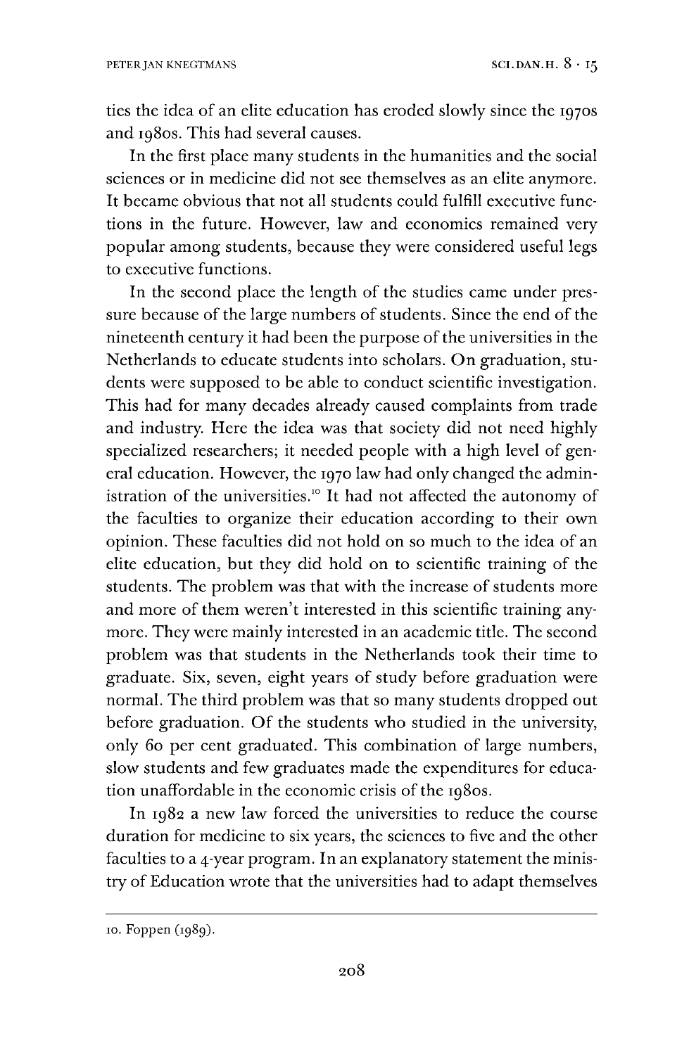ties the idea of an elite education has eroded slowly since the 1970s and 1980s. This had several causes.

In the first place many students in the humanities and the social sciences or in medicine did not see themselves as an elite anymore. It became obvious that not all students could fulfill executive functions in the future. However, law and economics remained very popular among students, because they were considered useful legs to executive functions.

In the second place the length of the studies came under pressure because of the large numbers of students. Since the end of the nineteenth century it had been the purpose of the universities in the Netherlands to educate students into scholars. On graduation, students were supposed to be able to conduct scientific investigation. This had for many decades already caused complaints from trade and industry. Here the idea was that society did not need highly specialized researchers; it needed people with a high level of general education. However, the 1970 law had only changed the administration of the universities.[10] It had not affected the autonomy of the faculties to organize their education according to their own opinion. These faculties did not hold on so much to the idea of an elite education, but they did hold on to scientific training of the students. The problem was that with the increase of students more and more of them weren't interested in this scientific training anymore. They were mainly interested in an academic title. The second problem was that students in the Netherlands took their time to graduate. Six, seven, eight years of study before graduation were normal. The third problem was that so many students dropped out before graduation. Of the students who studied in the university, only 60 per cent graduated. This combination of large numbers, slow students and few graduates made the expenditures for education unaffordable in the economic crisis of the 1980s.

In 1982 a new law forced the universities to reduce the course duration for medicine to six years, the sciences to five and the other faculties to a 4-year program. In an explanatory statement the ministry of Education wrote that the universities had to adapt themselves

10. Foppen (1989).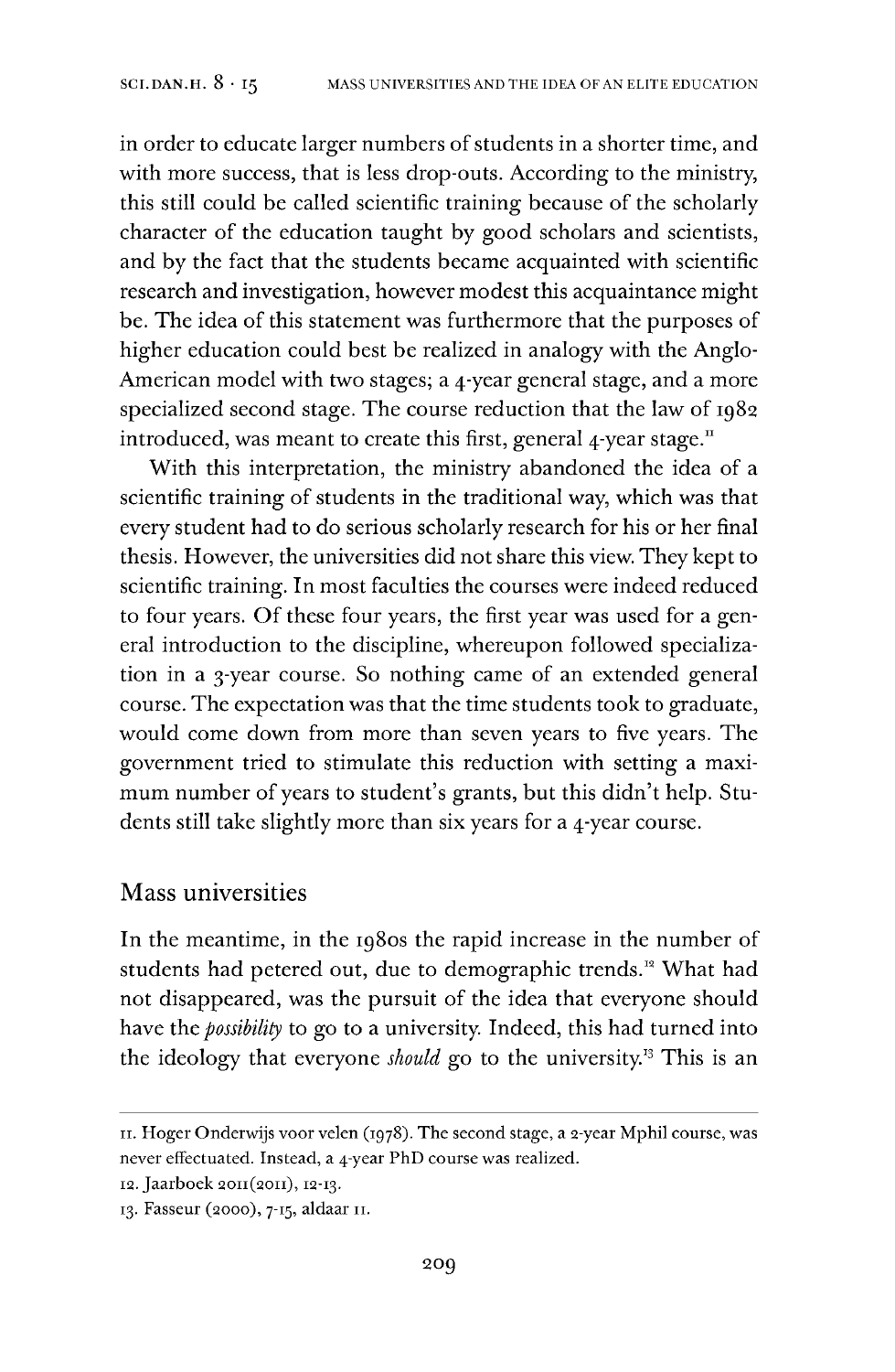in order to educate larger numbers of students in a shorter time, and with more success, that is less drop-outs. According to the ministry, this still could be called scientific training because of the scholarly character of the education taught by good scholars and scientists, and by the fact that the students became acquainted with scientific research and investigation, however modest this acquaintance might be. The idea of this statement was furthermore that the purposes of higher education could best be realized in analogy with the Anglo-American model with two stages; a 4-year general stage, and a more specialized second stage. The course reduction that the law of 1982 introduced, was meant to create this first, general 4-year stage.[11]

With this interpretation, the ministry abandoned the idea of a scientific training of students in the traditional way, which was that every student had to do serious scholarly research for his or her final thesis. However, the universities did not share this view. They kept to scientific training. In most faculties the courses were indeed reduced to four years. Of these four years, the first year was used for a general introduction to the discipline, whereupon followed specialization in a 3-year course. So nothing came of an extended general course. The expectation was that the time students took to graduate, would come down from more than seven years to five years. The government tried to stimulate this reduction with setting a maximum number of years to student's grants, but this didn't help. Students still take slightly more than six years for a 4-year course.

## Mass universities

In the meantime, in the 1980s the rapid increase in the number of students had petered out, due to demographic trends.[12] What had not disappeared, was the pursuit of the idea that everyone should have the *possibility* to go to a university. Indeed, this had turned into the ideology that everyone *should* go to the university.[13] This is an

---

11. Hoger Onderwijs voor velen (1978). The second stage, a 2-year Mphil course, was never effectuated. Instead, a 4-year PhD course was realized.

12. Jaarboek 2011(2011), 12-13.

13. Fasseur (2000), 7-15, aldaar 11.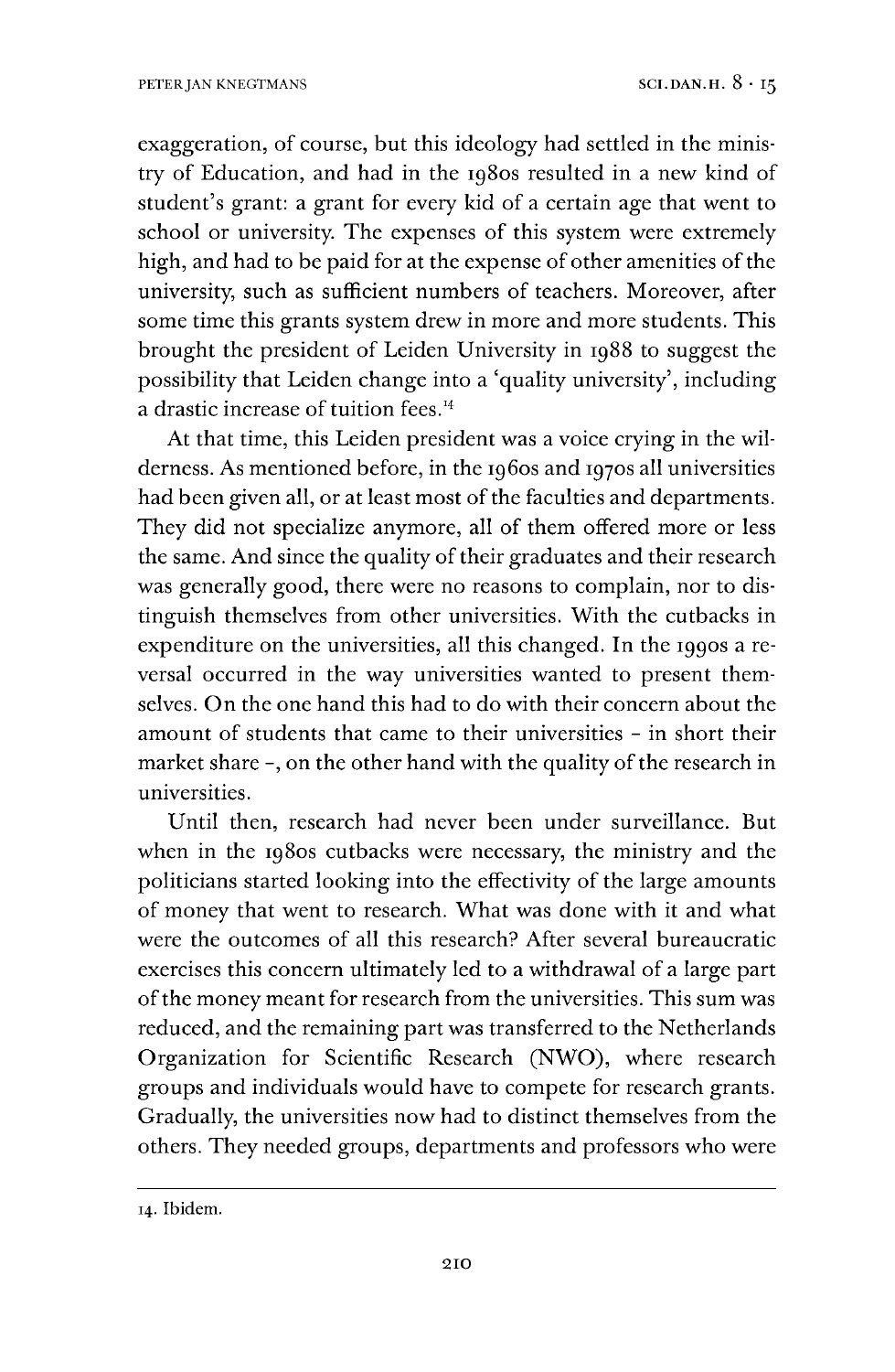exaggeration, of course, but this ideology had settled in the ministry of Education, and had in the 1980s resulted in a new kind of student's grant: a grant for every kid of a certain age that went to school or university. The expenses of this system were extremely high, and had to be paid for at the expense of other amenities of the university, such as sufficient numbers of teachers. Moreover, after some time this grants system drew in more and more students. This brought the president of Leiden University in 1988 to suggest the possibility that Leiden change into a 'quality university', including a drastic increase of tuition fees.[14]

At that time, this Leiden president was a voice crying in the wilderness. As mentioned before, in the 1960s and 1970s all universities had been given all, or at least most of the faculties and departments. They did not specialize anymore, all of them offered more or less the same. And since the quality of their graduates and their research was generally good, there were no reasons to complain, nor to distinguish themselves from other universities. With the cutbacks in expenditure on the universities, all this changed. In the 1990s a reversal occurred in the way universities wanted to present themselves. On the one hand this had to do with their concern about the amount of students that came to their universities - in short their market share -, on the other hand with the quality of the research in universities.

Until then, research had never been under surveillance. But when in the 1980s cutbacks were necessary, the ministry and the politicians started looking into the effectivity of the large amounts of money that went to research. What was done with it and what were the outcomes of all this research? After several bureaucratic exercises this concern ultimately led to a withdrawal of a large part of the money meant for research from the universities. This sum was reduced, and the remaining part was transferred to the Netherlands Organization for Scientific Research (NWO), where research groups and individuals would have to compete for research grants. Gradually, the universities now had to distinct themselves from the others. They needed groups, departments and professors who were

---

14. Ibidem.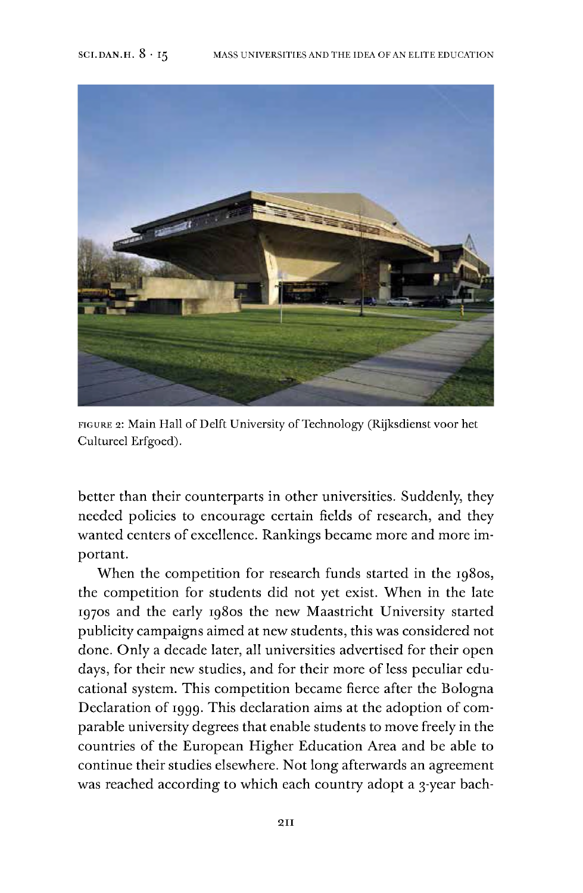FIGURE 2: Main Hall of Delft University of Technology (Rijksdienst voor het Cultureel Erfgoed).

better than their counterparts in other universities. Suddenly, they needed policies to encourage certain fields of research, and they wanted centers of excellence. Rankings became more and more important.

When the competition for research funds started in the 1980s, the competition for students did not yet exist. When in the late 1970s and the early 1980s the new Maastricht University started publicity campaigns aimed at new students, this was considered not done. Only a decade later, all universities advertised for their open days, for their new studies, and for their more of less peculiar educational system. This competition became fierce after the Bologna Declaration of 1999. This declaration aims at the adoption of comparable university degrees that enable students to move freely in the countries of the European Higher Education Area and be able to continue their studies elsewhere. Not long afterwards an agreement was reached according to which each country adopt a 3-year bach-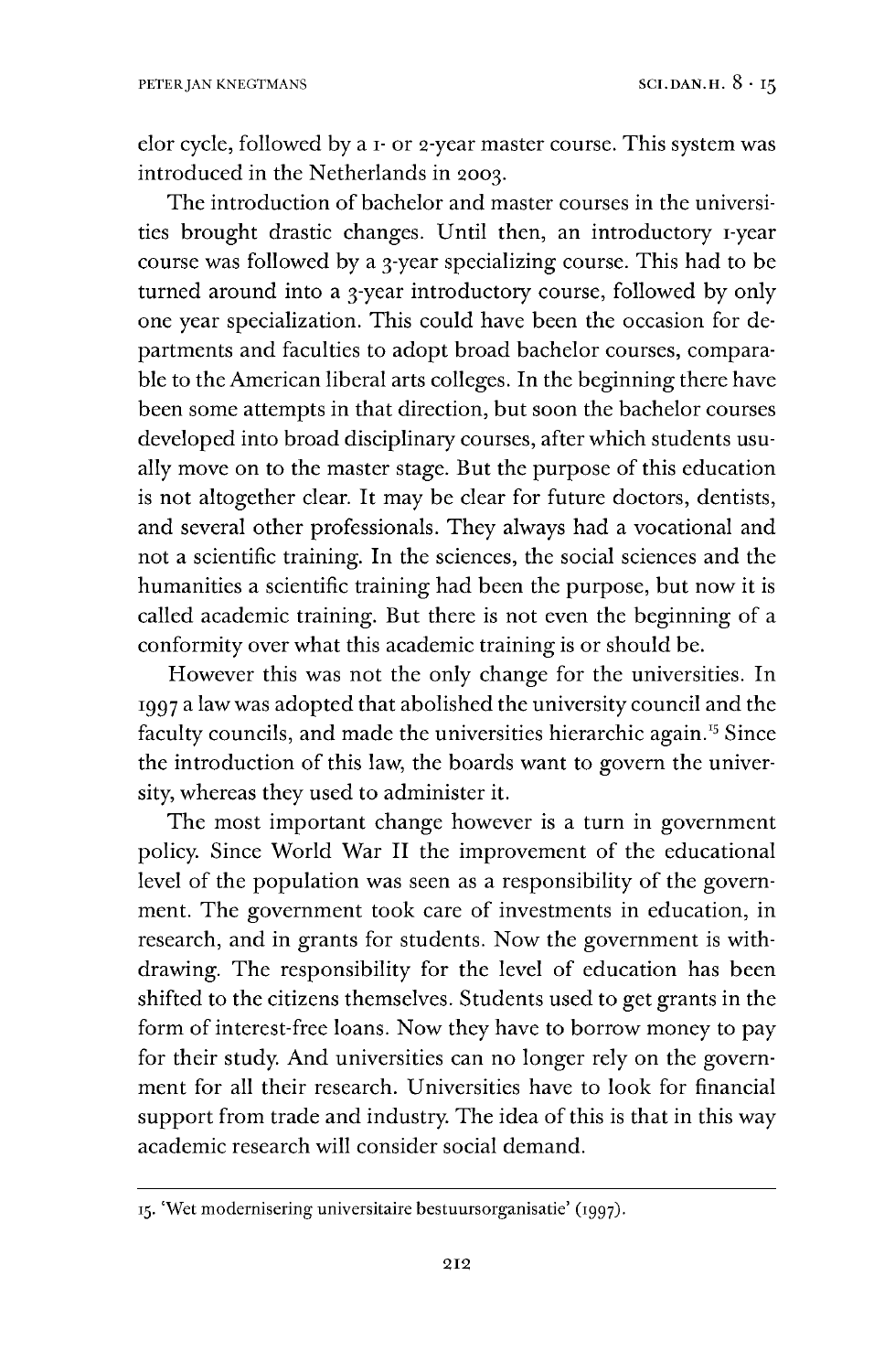elor cycle, followed by a 1- or 2-year master course. This system was introduced in the Netherlands in 2003.

The introduction of bachelor and master courses in the universities brought drastic changes. Until then, an introductory 1-year course was followed by a 3-year specializing course. This had to be turned around into a 3-year introductory course, followed by only one year specialization. This could have been the occasion for departments and faculties to adopt broad bachelor courses, comparable to the American liberal arts colleges. In the beginning there have been some attempts in that direction, but soon the bachelor courses developed into broad disciplinary courses, after which students usually move on to the master stage. But the purpose of this education is not altogether clear. It may be clear for future doctors, dentists, and several other professionals. They always had a vocational and not a scientific training. In the sciences, the social sciences and the humanities a scientific training had been the purpose, but now it is called academic training. But there is not even the beginning of a conformity over what this academic training is or should be.

However this was not the only change for the universities. In 1997 a law was adopted that abolished the university council and the faculty councils, and made the universities hierarchic again.[15] Since the introduction of this law, the boards want to govern the university, whereas they used to administer it.

The most important change however is a turn in government policy. Since World War II the improvement of the educational level of the population was seen as a responsibility of the government. The government took care of investments in education, in research, and in grants for students. Now the government is withdrawing. The responsibility for the level of education has been shifted to the citizens themselves. Students used to get grants in the form of interest-free loans. Now they have to borrow money to pay for their study. And universities can no longer rely on the government for all their research. Universities have to look for financial support from trade and industry. The idea of this is that in this way academic research will consider social demand.

---

15. 'Wet modernisering universitaire bestuursorganisatie' (1997).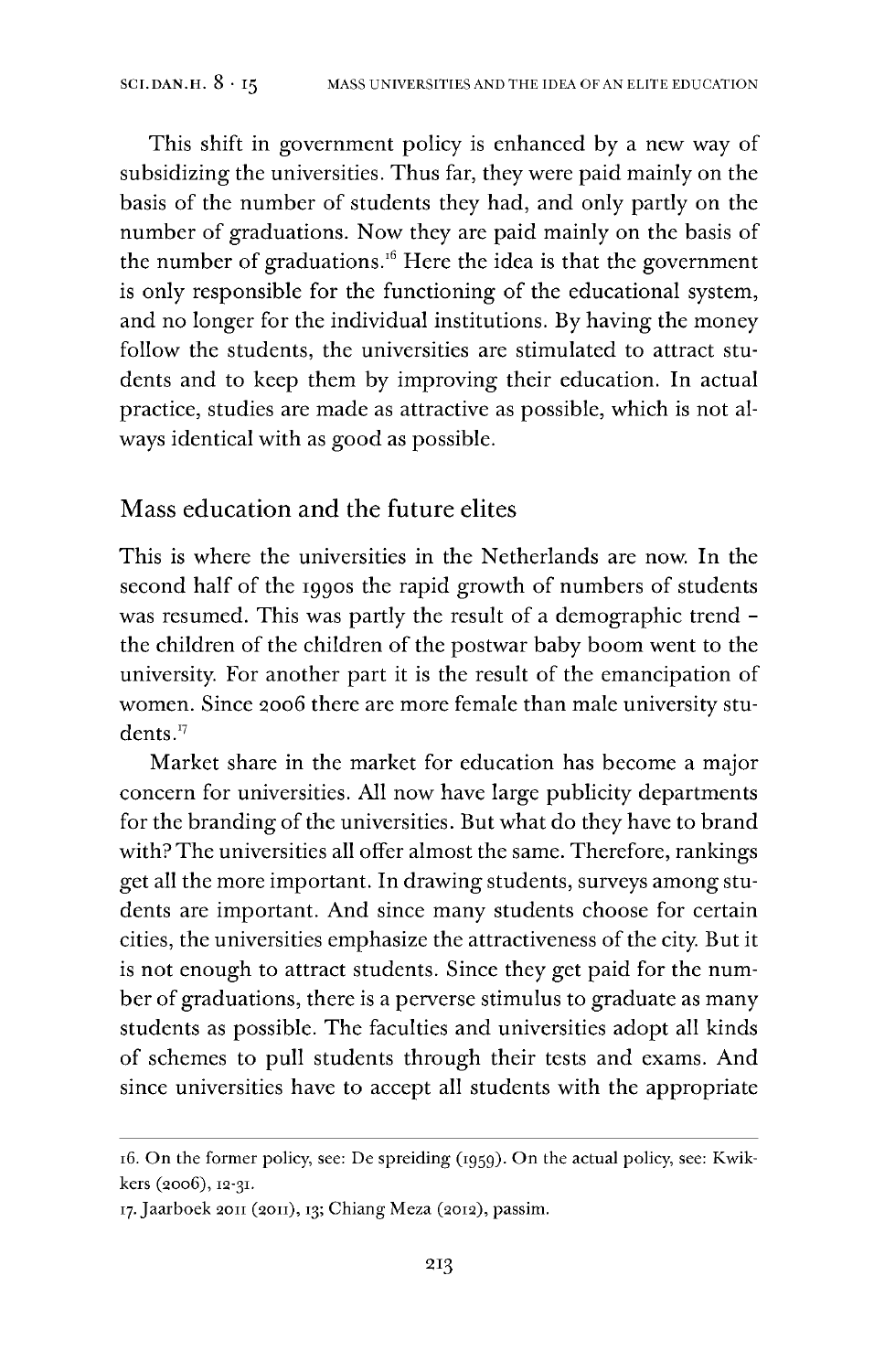This shift in government policy is enhanced by a new way of subsidizing the universities. Thus far, they were paid mainly on the basis of the number of students they had, and only partly on the number of graduations. Now they are paid mainly on the basis of the number of graduations.[16] Here the idea is that the government is only responsible for the functioning of the educational system, and no longer for the individual institutions. By having the money follow the students, the universities are stimulated to attract students and to keep them by improving their education. In actual practice, studies are made as attractive as possible, which is not always identical with as good as possible.

## Mass education and the future elites

This is where the universities in the Netherlands are now. In the second half of the 1990s the rapid growth of numbers of students was resumed. This was partly the result of a demographic trend – the children of the children of the postwar baby boom went to the university. For another part it is the result of the emancipation of women. Since 2006 there are more female than male university students.[17]

Market share in the market for education has become a major concern for universities. All now have large publicity departments for the branding of the universities. But what do they have to brand with? The universities all offer almost the same. Therefore, rankings get all the more important. In drawing students, surveys among students are important. And since many students choose for certain cities, the universities emphasize the attractiveness of the city. But it is not enough to attract students. Since they get paid for the number of graduations, there is a perverse stimulus to graduate as many students as possible. The faculties and universities adopt all kinds of schemes to pull students through their tests and exams. And since universities have to accept all students with the appropriate

---

16. On the former policy, see: De spreiding (1959). On the actual policy, see: Kwikkers (2006), 12-31.

17. Jaarboek 2011 (2011), 13; Chiang Meza (2012), passim.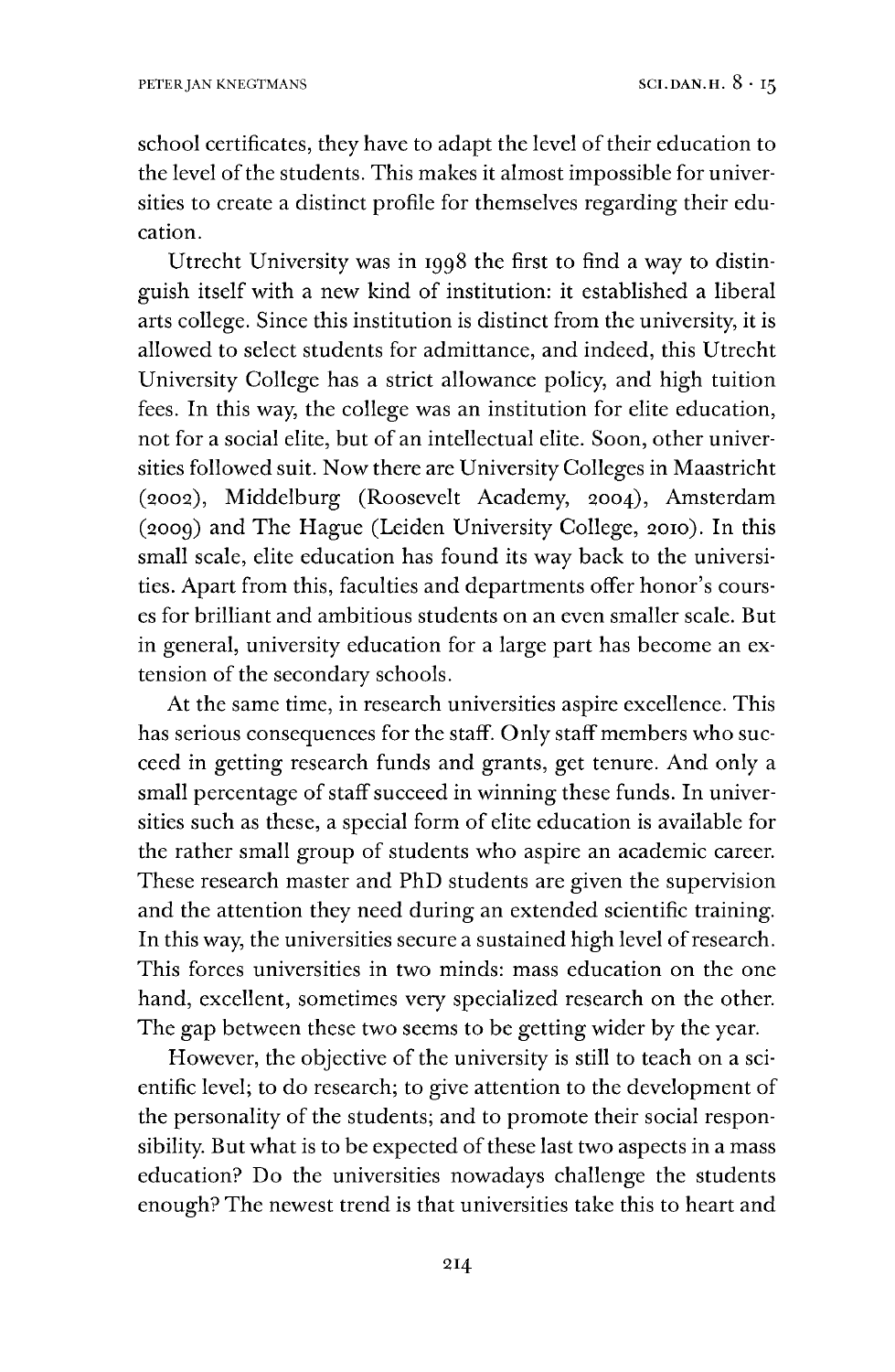school certificates, they have to adapt the level of their education to the level of the students. This makes it almost impossible for universities to create a distinct profile for themselves regarding their education.

Utrecht University was in 1998 the first to find a way to distinguish itself with a new kind of institution: it established a liberal arts college. Since this institution is distinct from the university, it is allowed to select students for admittance, and indeed, this Utrecht University College has a strict allowance policy, and high tuition fees. In this way, the college was an institution for elite education, not for a social elite, but of an intellectual elite. Soon, other universities followed suit. Now there are University Colleges in Maastricht (2002), Middelburg (Roosevelt Academy, 2004), Amsterdam (2009) and The Hague (Leiden University College, 2010). In this small scale, elite education has found its way back to the universities. Apart from this, faculties and departments offer honor's courses for brilliant and ambitious students on an even smaller scale. But in general, university education for a large part has become an extension of the secondary schools.

At the same time, in research universities aspire excellence. This has serious consequences for the staff. Only staff members who succeed in getting research funds and grants, get tenure. And only a small percentage of staff succeed in winning these funds. In universities such as these, a special form of elite education is available for the rather small group of students who aspire an academic career. These research master and PhD students are given the supervision and the attention they need during an extended scientific training. In this way, the universities secure a sustained high level of research. This forces universities in two minds: mass education on the one hand, excellent, sometimes very specialized research on the other. The gap between these two seems to be getting wider by the year.

However, the objective of the university is still to teach on a scientific level; to do research; to give attention to the development of the personality of the students; and to promote their social responsibility. But what is to be expected of these last two aspects in a mass education? Do the universities nowadays challenge the students enough? The newest trend is that universities take this to heart and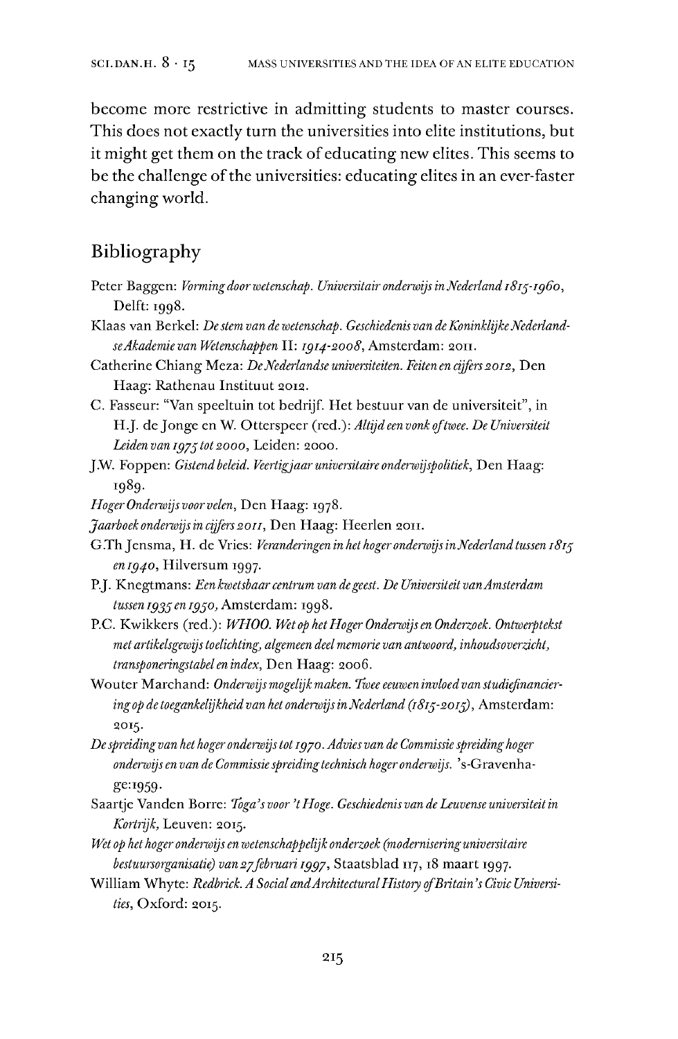become more restrictive in admitting students to master courses. This does not exactly turn the universities into elite institutions, but it might get them on the track of educating new elites. This seems to be the challenge of the universities: educating elites in an ever-faster changing world.

## Bibliography

Peter Baggen: *Vorming door wetenschap. Universitair onderwijs in Nederland 1815-1960*, Delft: 1998.

Klaas van Berkel: *De stem van de wetenschap. Geschiedenis van de Koninklijke Nederlandse Akademie van Wetenschappen* II: *1914-2008*, Amsterdam: 2011.

Catherine Chiang Meza: *De Nederlandse universiteiten. Feiten en cijfers 2012*, Den Haag: Rathenau Instituut 2012.

C. Fasseur: "Van speeltuin tot bedrijf. Het bestuur van de universiteit", in H.J. de Jonge en W. Otterspeer (red.): *Altijd een vonk of twee. De Universiteit Leiden van 1975 tot 2000*, Leiden: 2000.

J.W. Foppen: *Gistend beleid. Veertig jaar universitaire onderwijspolitiek*, Den Haag: 1989.

*Hoger Onderwijs voor velen*, Den Haag: 1978.

*Jaarboek onderwijs in cijfers 2011*, Den Haag: Heerlen 2011.

G.Th Jensma, H. de Vries: *Veranderingen in het hoger onderwijs in Nederland tussen 1815 en 1940*, Hilversum 1997.

P.J. Knegtmans: *Een kwetsbaar centrum van de geest. De Universiteit van Amsterdam tussen 1935 en 1950*, Amsterdam: 1998.

P.C. Kwikkers (red.): *WHOO. Wet op het Hoger Onderwijs en Onderzoek. Ontwerptekst met artikelsgewijs toelichting, algemeen deel memorie van antwoord, inhoudsoverzicht, transponeringstabel en index*, Den Haag: 2006.

Wouter Marchand: *Onderwijs mogelijk maken. Twee eeuwen invloed van studiefinanciering op de toegankelijkheid van het onderwijs in Nederland (1815-2015)*, Amsterdam: 2015.

*De spreiding van het hoger onderwijs tot 1970. Advies van de Commissie spreiding hoger onderwijs en van de Commissie spreiding technisch hoger onderwijs.* 's-Gravenhage:1959.

Saartje Vanden Borre: *Toga's voor 't Hoge. Geschiedenis van de Leuvense universiteit in Kortrijk*, Leuven: 2015.

*Wet op het hoger onderwijs en wetenschappelijk onderzoek (modernisering universitaire bestuursorganisatie) van 27 februari 1997*, Staatsblad 117, 18 maart 1997.

William Whyte: *Redbrick. A Social and Architectural History of Britain's Civic Universities*, Oxford: 2015.